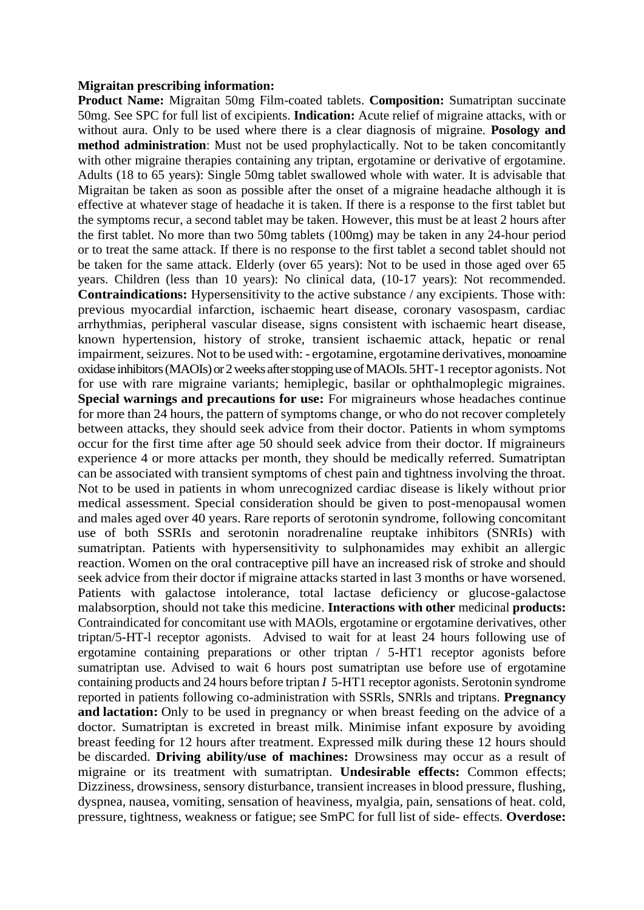**Migraitan prescribing information:**

**Product Name:** Migraitan 50mg Film-coated tablets. **Composition:** Sumatriptan succinate 50mg. See SPC for full list of excipients. **Indication:** Acute relief of migraine attacks, with or without aura. Only to be used where there is a clear diagnosis of migraine. **Posology and method administration**: Must not be used prophylactically. Not to be taken concomitantly with other migraine therapies containing any triptan, ergotamine or derivative of ergotamine. Adults (18 to 65 years): Single 50mg tablet swallowed whole with water. It is advisable that Migraitan be taken as soon as possible after the onset of a migraine headache although it is effective at whatever stage of headache it is taken. If there is a response to the first tablet but the symptoms recur, a second tablet may be taken. However, this must be at least 2 hours after the first tablet. No more than two 50mg tablets (100mg) may be taken in any 24-hour period or to treat the same attack. If there is no response to the first tablet a second tablet should not be taken for the same attack. Elderly (over 65 years): Not to be used in those aged over 65 years. Children (less than 10 years): No clinical data, (10-17 years): Not recommended. **Contraindications:** Hypersensitivity to the active substance / any excipients. Those with: previous myocardial infarction, ischaemic heart disease, coronary vasospasm, cardiac arrhythmias, peripheral vascular disease, signs consistent with ischaemic heart disease, known hypertension, history of stroke, transient ischaemic attack, hepatic or renal impairment, seizures. Not to be used with: - ergotamine, ergotamine derivatives, monoamine oxidase inhibitors (MAOIs) or 2 weeks after stopping use of MAOIs. 5HT-1 receptor agonists. Not for use with rare migraine variants; hemiplegic, basilar or ophthalmoplegic migraines. **Special warnings and precautions for use:** For migraineurs whose headaches continue for more than 24 hours, the pattern of symptoms change, or who do not recover completely between attacks, they should seek advice from their doctor. Patients in whom symptoms occur for the first time after age 50 should seek advice from their doctor. If migraineurs experience 4 or more attacks per month, they should be medically referred. Sumatriptan can be associated with transient symptoms of chest pain and tightness involving the throat. Not to be used in patients in whom unrecognized cardiac disease is likely without prior medical assessment. Special consideration should be given to post-menopausal women and males aged over 40 years. Rare reports of serotonin syndrome, following concomitant use of both SSRIs and serotonin noradrenaline reuptake inhibitors (SNRIs) with sumatriptan. Patients with hypersensitivity to sulphonamides may exhibit an allergic reaction. Women on the oral contraceptive pill have an increased risk of stroke and should seek advice from their doctor if migraine attacks started in last 3 months or have worsened. Patients with galactose intolerance, total lactase deficiency or glucose-galactose malabsorption, should not take this medicine. **Interactions with other** medicinal **products:** Contraindicated for concomitant use with MAOls, ergotamine or ergotamine derivatives, other triptan/5-HT-l receptor agonists. Advised to wait for at least 24 hours following use of ergotamine containing preparations or other triptan / 5-HT1 receptor agonists before sumatriptan use. Advised to wait 6 hours post sumatriptan use before use of ergotamine containing products and 24 hours before triptan *I* 5-HT1 receptor agonists. Serotonin syndrome reported in patients following co-administration with SSRls, SNRls and triptans. **Pregnancy and lactation:** Only to be used in pregnancy or when breast feeding on the advice of a doctor. Sumatriptan is excreted in breast milk. Minimise infant exposure by avoiding breast feeding for 12 hours after treatment. Expressed milk during these 12 hours should be discarded. **Driving ability/use of machines:** Drowsiness may occur as a result of migraine or its treatment with sumatriptan. **Undesirable effects:** Common effects; Dizziness, drowsiness, sensory disturbance, transient increases in blood pressure, flushing, dyspnea, nausea, vomiting, sensation of heaviness, myalgia, pain, sensations of heat. cold, pressure, tightness, weakness or fatigue; see SmPC for full list of side- effects. **Overdose:**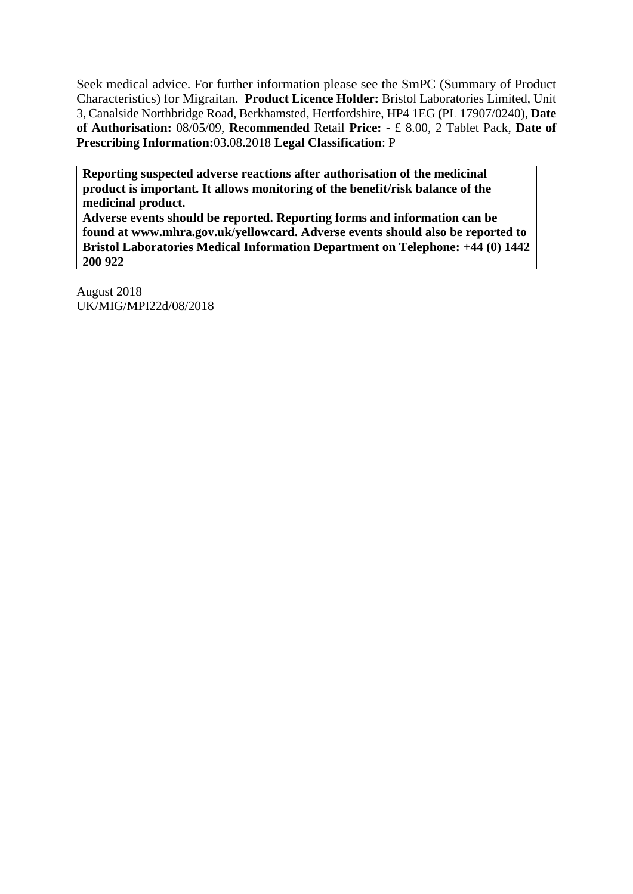Seek medical advice. For further information please see the SmPC (Summary of Product Characteristics) for Migraitan. **Product Licence Holder:** Bristol Laboratories Limited, Unit 3, Canalside Northbridge Road, Berkhamsted, Hertfordshire, HP4 1EG **(**PL 17907/0240), **Date of Authorisation:** 08/05/09, **Recommended** Retail **Price: -** £ 8.00, 2 Tablet Pack, **Date of Prescribing Information:**03.08.2018 **Legal Classification**: P

**Reporting suspected adverse reactions after authorisation of the medicinal product is important. It allows monitoring of the benefit/risk balance of the medicinal product.**
**Adverse events should be reported. Reporting forms and information can be found at www.mhra.gov.uk/yellowcard. Adverse events should also be reported to Bristol Laboratories Medical Information Department on Telephone: +44 (0) 1442 200 922**

August 2018
UK/MIG/MPI22d/08/2018